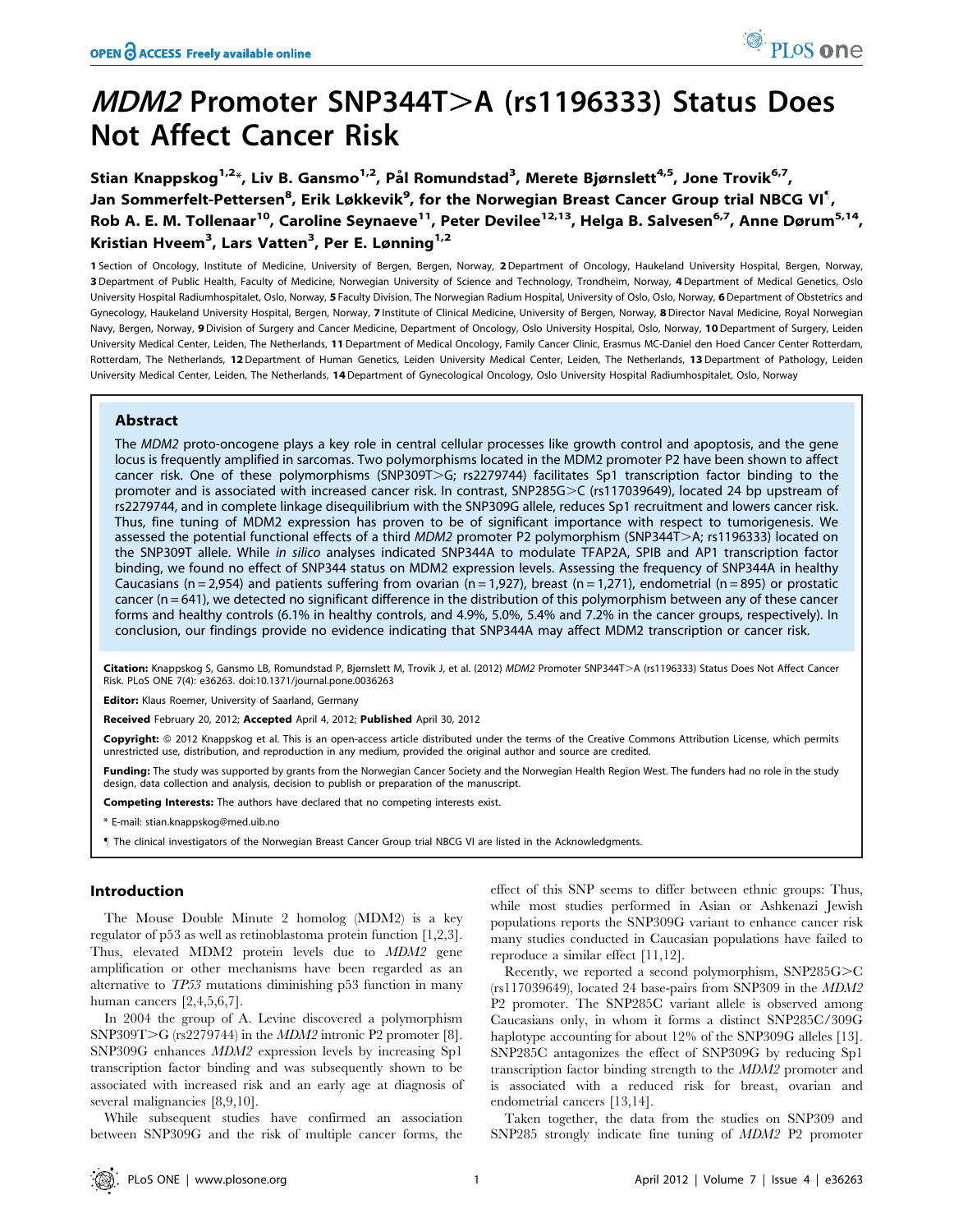# *MDM2* Promoter SNP344T>A (rs1196333) Status Does Not Affect Cancer Risk

**Stian Knappskog[1,2]*, Liv B. Gansmo[1,2], Pål Romundstad[3], Merete Bjørnslett[4,5], Jone Trovik[6,7], Jan Sommerfelt-Pettersen[8], Erik Løkkevik[9], for the Norwegian Breast Cancer Group trial NBCG VI[¶], Rob A. E. M. Tollenaar[10], Caroline Seynaeve[11], Peter Devilee[12,13], Helga B. Salvesen[6,7], Anne Dørum[5,14], Kristian Hveem[3], Lars Vatten[3], Per E. Lønning[1,2]**

1 Section of Oncology, Institute of Medicine, University of Bergen, Bergen, Norway, 2 Department of Oncology, Haukeland University Hospital, Bergen, Norway, 3 Department of Public Health, Faculty of Medicine, Norwegian University of Science and Technology, Trondheim, Norway, 4 Department of Medical Genetics, Oslo University Hospital Radiumhospitalet, Oslo, Norway, 5 Faculty Division, The Norwegian Radium Hospital, University of Oslo, Oslo, Norway, 6 Department of Obstetrics and Gynecology, Haukeland University Hospital, Bergen, Norway, 7 Institute of Clinical Medicine, University of Bergen, Norway, 8 Director Naval Medicine, Royal Norwegian Navy, Bergen, Norway, 9 Division of Surgery and Cancer Medicine, Department of Oncology, Oslo University Hospital, Oslo, Norway, 10 Department of Surgery, Leiden University Medical Center, Leiden, The Netherlands, 11 Department of Medical Oncology, Family Cancer Clinic, Erasmus MC-Daniel den Hoed Cancer Center Rotterdam, Rotterdam, The Netherlands, 12 Department of Human Genetics, Leiden University Medical Center, Leiden, The Netherlands, 13 Department of Pathology, Leiden University Medical Center, Leiden, The Netherlands, 14 Department of Gynecological Oncology, Oslo University Hospital Radiumhospitalet, Oslo, Norway

## Abstract

The *MDM2* proto-oncogene plays a key role in central cellular processes like growth control and apoptosis, and the gene locus is frequently amplified in sarcomas. Two polymorphisms located in the MDM2 promoter P2 have been shown to affect cancer risk. One of these polymorphisms (SNP309T>G; rs2279744) facilitates Sp1 transcription factor binding to the promoter and is associated with increased cancer risk. In contrast, SNP285G>C (rs117039649), located 24 bp upstream of rs2279744, and in complete linkage disequilibrium with the SNP309G allele, reduces Sp1 recruitment and lowers cancer risk. Thus, fine tuning of MDM2 expression has proven to be of significant importance with respect to tumorigenesis. We assessed the potential functional effects of a third *MDM2* promoter P2 polymorphism (SNP344T>A; rs1196333) located on the SNP309T allele. While *in silico* analyses indicated SNP344A to modulate TFAP2A, SPIB and AP1 transcription factor binding, we found no effect of SNP344 status on MDM2 expression levels. Assessing the frequency of SNP344A in healthy Caucasians (n = 2,954) and patients suffering from ovarian (n = 1,927), breast (n = 1,271), endometrial (n = 895) or prostatic cancer (n = 641), we detected no significant difference in the distribution of this polymorphism between any of these cancer forms and healthy controls (6.1% in healthy controls, and 4.9%, 5.0%, 5.4% and 7.2% in the cancer groups, respectively). In conclusion, our findings provide no evidence indicating that SNP344A may affect MDM2 transcription or cancer risk.

**Citation:** Knappskog S, Gansmo LB, Romundstad P, Bjørnslett M, Trovik J, et al. (2012) *MDM2* Promoter SNP344T>A (rs1196333) Status Does Not Affect Cancer Risk. PLoS ONE 7(4): e36263. doi:10.1371/journal.pone.0036263

**Editor:** Klaus Roemer, University of Saarland, Germany

**Received** February 20, 2012; **Accepted** April 4, 2012; **Published** April 30, 2012

**Copyright:** © 2012 Knappskog et al. This is an open-access article distributed under the terms of the Creative Commons Attribution License, which permits unrestricted use, distribution, and reproduction in any medium, provided the original author and source are credited.

**Funding:** The study was supported by grants from the Norwegian Cancer Society and the Norwegian Health Region West. The funders had no role in the study design, data collection and analysis, decision to publish or preparation of the manuscript.

**Competing Interests:** The authors have declared that no competing interests exist.

\* E-mail: stian.knappskog@med.uib.no

¶ The clinical investigators of the Norwegian Breast Cancer Group trial NBCG VI are listed in the Acknowledgments.

## Introduction

The Mouse Double Minute 2 homolog (MDM2) is a key regulator of p53 as well as retinoblastoma protein function [1,2,3]. Thus, elevated MDM2 protein levels due to *MDM2* gene amplification or other mechanisms have been regarded as an alternative to *TP53* mutations diminishing p53 function in many human cancers [2,4,5,6,7].

In 2004 the group of A. Levine discovered a polymorphism SNP309T>G (rs2279744) in the *MDM2* intronic P2 promoter [8]. SNP309G enhances *MDM2* expression levels by increasing Sp1 transcription factor binding and was subsequently shown to be associated with increased risk and an early age at diagnosis of several malignancies [8,9,10].

While subsequent studies have confirmed an association between SNP309G and the risk of multiple cancer forms, the effect of this SNP seems to differ between ethnic groups: Thus, while most studies performed in Asian or Ashkenazi Jewish populations reports the SNP309G variant to enhance cancer risk many studies conducted in Caucasian populations have failed to reproduce a similar effect [11,12].

Recently, we reported a second polymorphism, SNP285G>C (rs117039649), located 24 base-pairs from SNP309 in the *MDM2* P2 promoter. The SNP285C variant allele is observed among Caucasians only, in whom it forms a distinct SNP285C/309G haplotype accounting for about 12% of the SNP309G alleles [13]. SNP285C antagonizes the effect of SNP309G by reducing Sp1 transcription factor binding strength to the *MDM2* promoter and is associated with a reduced risk for breast, ovarian and endometrial cancers [13,14].

Taken together, the data from the studies on SNP309 and SNP285 strongly indicate fine tuning of *MDM2* P2 promoter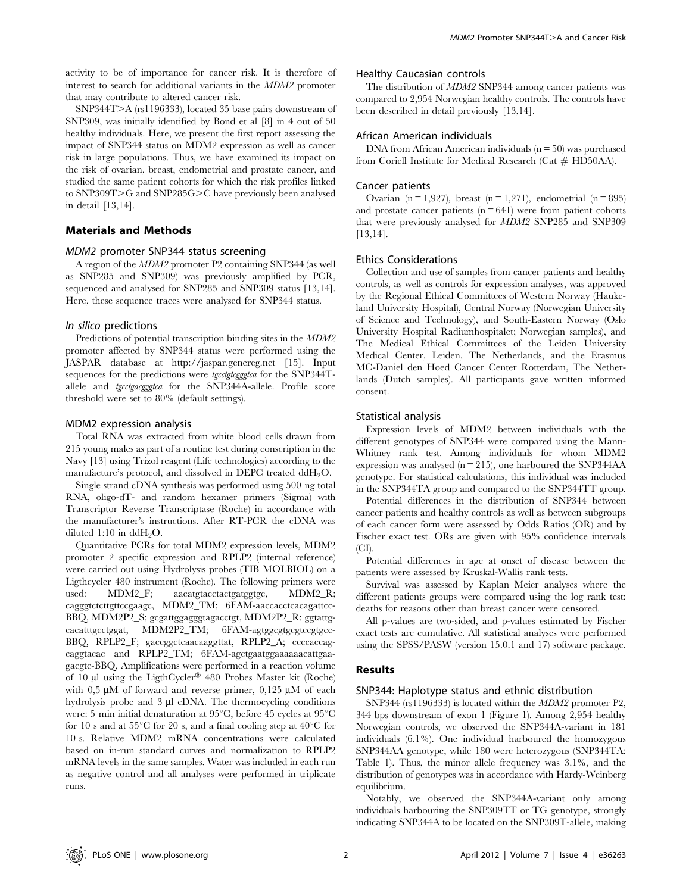activity to be of importance for cancer risk. It is therefore of interest to search for additional variants in the *MDM2* promoter that may contribute to altered cancer risk.

SNP344T>A (rs1196333), located 35 base pairs downstream of SNP309, was initially identified by Bond et al [8] in 4 out of 50 healthy individuals. Here, we present the first report assessing the impact of SNP344 status on MDM2 expression as well as cancer risk in large populations. Thus, we have examined its impact on the risk of ovarian, breast, endometrial and prostate cancer, and studied the same patient cohorts for which the risk profiles linked to SNP309T>G and SNP285G>C have previously been analysed in detail [13,14].

## Materials and Methods

### *MDM2* promoter SNP344 status screening

A region of the *MDM2* promoter P2 containing SNP344 (as well as SNP285 and SNP309) was previously amplified by PCR, sequenced and analysed for SNP285 and SNP309 status [13,14]. Here, these sequence traces were analysed for SNP344 status.

### *In silico* predictions

Predictions of potential transcription binding sites in the *MDM2* promoter affected by SNP344 status were performed using the JASPAR database at http://jaspar.genereg.net [15]. Input sequences for the predictions were *tgcctgtcgggtca* for the SNP344T-allele and *tgcctgacgggtca* for the SNP344A-allele. Profile score threshold were set to 80% (default settings).

### MDM2 expression analysis

Total RNA was extracted from white blood cells drawn from 215 young males as part of a routine test during conscription in the Navy [13] using Trizol reagent (Life technologies) according to the manufacture's protocol, and dissolved in DEPC treated $ddH_2O$.

Single strand cDNA synthesis was performed using 500 ng total RNA, oligo-dT- and random hexamer primers (Sigma) with Transcriptor Reverse Transcriptase (Roche) in accordance with the manufacturer's instructions. After RT-PCR the cDNA was diluted 1:10 in $ddH_2O$.

Quantitative PCRs for total MDM2 expression levels, MDM2 promoter 2 specific expression and RPLP2 (internal reference) were carried out using Hydrolysis probes (TIB MOLBIOL) on a Ligthcycler 480 instrument (Roche). The following primers were used: MDM2_F; aacatgtacctactgatggtgc, MDM2_R; cagggtctcttgttccgaagc, MDM2_TM; 6FAM-aaccacctcacagattcc-BBQ, MDM2P2_S; gcgattggagggtagacctgt, MDM2P2_R: ggtattgcacatttgcctggat, MDM2P2_TM; 6FAM-agtggcgtgcgtccgtgcc-BBQ, RPLP2_F; gaccggctcaacaaggttat, RPLP2_A; ccccaccagcaggtacac and RPLP2_TM; 6FAM-agctgaatggaaaaaacattgaagacgtc-BBQ. Amplifications were performed in a reaction volume of 10 µl using the LigthCycler® 480 Probes Master kit (Roche) with 0,5 µM of forward and reverse primer, 0,125 µM of each hydrolysis probe and 3 µl cDNA. The thermocycling conditions were: 5 min initial denaturation at 95°C, before 45 cycles at 95°C for 10 s and at 55°C for 20 s, and a final cooling step at 40°C for 10 s. Relative MDM2 mRNA concentrations were calculated based on in-run standard curves and normalization to RPLP2 mRNA levels in the same samples. Water was included in each run as negative control and all analyses were performed in triplicate runs.

### Healthy Caucasian controls

The distribution of *MDM2* SNP344 among cancer patients was compared to 2,954 Norwegian healthy controls. The controls have been described in detail previously [13,14].

### African American individuals

DNA from African American individuals (n = 50) was purchased from Coriell Institute for Medical Research (Cat # HD50AA).

### Cancer patients

Ovarian (n = 1,927), breast (n = 1,271), endometrial (n = 895) and prostate cancer patients (n = 641) were from patient cohorts that were previously analysed for *MDM2* SNP285 and SNP309 [13,14].

### Ethics Considerations

Collection and use of samples from cancer patients and healthy controls, as well as controls for expression analyses, was approved by the Regional Ethical Committees of Western Norway (Haukeland University Hospital), Central Norway (Norwegian University of Science and Technology), and South-Eastern Norway (Oslo University Hospital Radiumhospitalet; Norwegian samples), and The Medical Ethical Committees of the Leiden University Medical Center, Leiden, The Netherlands, and the Erasmus MC-Daniel den Hoed Cancer Center Rotterdam, The Netherlands (Dutch samples). All participants gave written informed consent.

### Statistical analysis

Expression levels of MDM2 between individuals with the different genotypes of SNP344 were compared using the Mann-Whitney rank test. Among individuals for whom MDM2 expression was analysed (n = 215), one harboured the SNP344AA genotype. For statistical calculations, this individual was included in the SNP344TA group and compared to the SNP344TT group.

Potential differences in the distribution of SNP344 between cancer patients and healthy controls as well as between subgroups of each cancer form were assessed by Odds Ratios (OR) and by Fischer exact test. ORs are given with 95% confidence intervals (CI).

Potential differences in age at onset of disease between the patients were assessed by Kruskal-Wallis rank tests.

Survival was assessed by Kaplan–Meier analyses where the different patients groups were compared using the log rank test; deaths for reasons other than breast cancer were censored.

All p-values are two-sided, and p-values estimated by Fischer exact tests are cumulative. All statistical analyses were performed using the SPSS/PASW (version 15.0.1 and 17) software package.

## Results

### SNP344: Haplotype status and ethnic distribution

SNP344 (rs1196333) is located within the *MDM2* promoter P2, 344 bps downstream of exon 1 (Figure 1). Among 2,954 healthy Norwegian controls, we observed the SNP344A-variant in 181 individuals (6.1%). One individual harboured the homozygous SNP344AA genotype, while 180 were heterozygous (SNP344TA; Table 1). Thus, the minor allele frequency was 3.1%, and the distribution of genotypes was in accordance with Hardy-Weinberg equilibrium.

Notably, we observed the SNP344A-variant only among individuals harbouring the SNP309TT or TG genotype, strongly indicating SNP344A to be located on the SNP309T-allele, making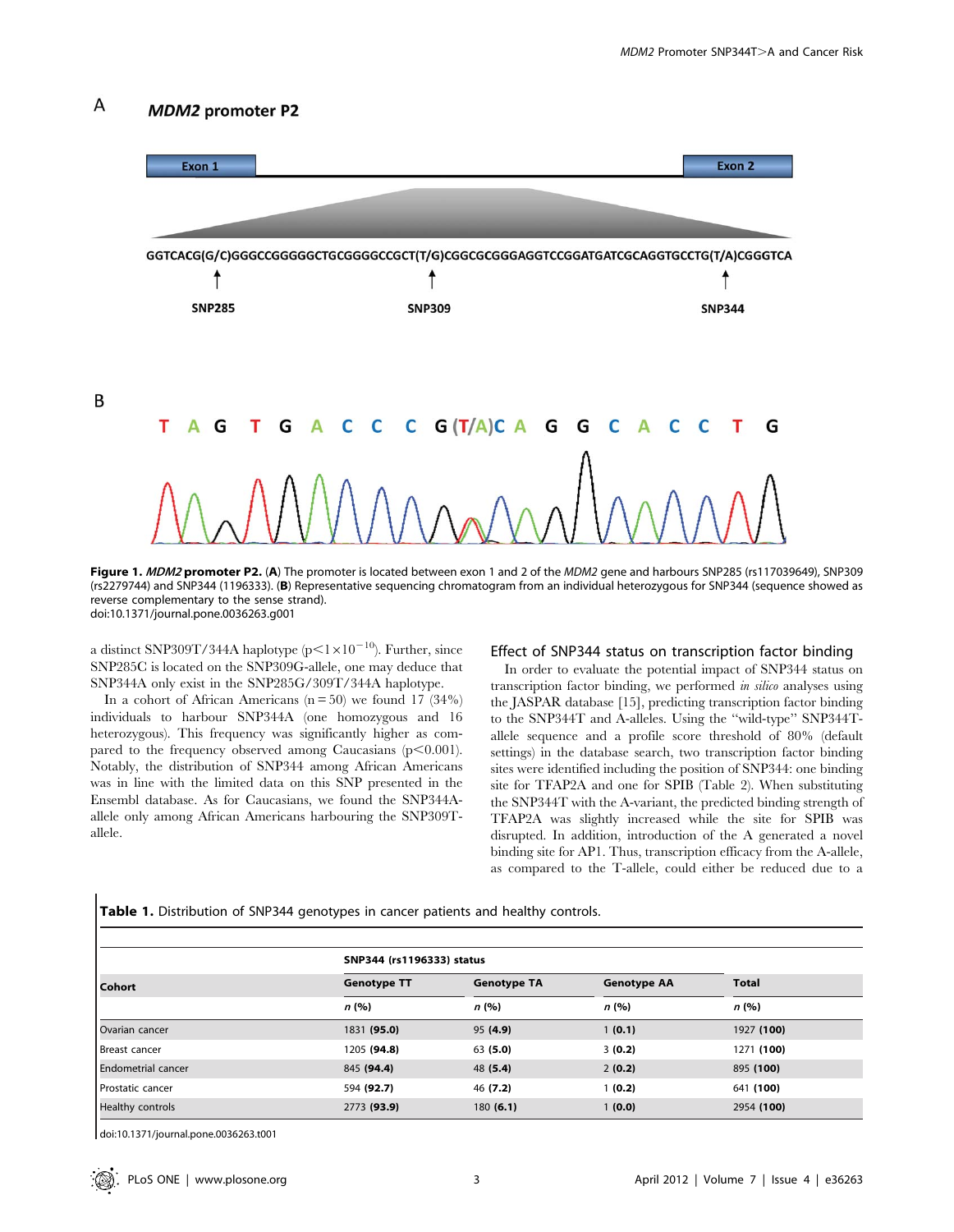A **MDM2 promoter P2**

Exon 1 — Exon 2

GGTCACG(G/C)GGGCCGGGGGCTGCGGGGCCGCT(T/G)CGGCGCGGGAGGTCCGGATGATCGCAGGTGCCTG(T/A)CGGTCA

SNP285 SNP309 SNP344

B

T A G T G A C C C G (T/A) C A G G C A C C T G

**Figure 1. *MDM2* promoter P2.** (**A**) The promoter is located between exon 1 and 2 of the *MDM2* gene and harbours SNP285 (rs117039649), SNP309 (rs2279744) and SNP344 (1196333). (**B**) Representative sequencing chromatogram from an individual heterozygous for SNP344 (sequence showed as reverse complementary to the sense strand).
doi:10.1371/journal.pone.0036263.g001

a distinct SNP309T/344A haplotype ($p < 1 \times 10^{-10}$). Further, since SNP285C is located on the SNP309G-allele, one may deduce that SNP344A only exist in the SNP285G/309T/344A haplotype.

In a cohort of African Americans (n = 50) we found 17 (34%) individuals to harbour SNP344A (one homozygous and 16 heterozygous). This frequency was significantly higher as compared to the frequency observed among Caucasians ($p < 0.001$). Notably, the distribution of SNP344 among African Americans was in line with the limited data on this SNP presented in the Ensembl database. As for Caucasians, we found the SNP344A-allele only among African Americans harbouring the SNP309T-allele.

## Effect of SNP344 status on transcription factor binding

In order to evaluate the potential impact of SNP344 status on transcription factor binding, we performed *in silico* analyses using the JASPAR database [15], predicting transcription factor binding to the SNP344T and A-alleles. Using the "wild-type" SNP344T-allele sequence and a profile score threshold of 80% (default settings) in the database search, two transcription factor binding sites were identified including the position of SNP344: one binding site for TFAP2A and one for SPIB (Table 2). When substituting the SNP344T with the A-variant, the predicted binding strength of TFAP2A was slightly increased while the site for SPIB was disrupted. In addition, introduction of the A generated a novel binding site for AP1. Thus, transcription efficacy from the A-allele, as compared to the T-allele, could either be reduced due to a

**Table 1.** Distribution of SNP344 genotypes in cancer patients and healthy controls.

| Cohort | SNP344 (rs1196333) status | | | |
|---|---|---|---|---|
| | Genotype TT | Genotype TA | Genotype AA | Total |
| | *n* (%) | *n* (%) | *n* (%) | *n* (%) |
| Ovarian cancer | 1831 **(95.0)** | 95 **(4.9)** | 1 **(0.1)** | 1927 **(100)** |
| Breast cancer | 1205 **(94.8)** | 63 **(5.0)** | 3 **(0.2)** | 1271 **(100)** |
| Endometrial cancer | 845 **(94.4)** | 48 **(5.4)** | 2 **(0.2)** | 895 **(100)** |
| Prostatic cancer | 594 **(92.7)** | 46 **(7.2)** | 1 **(0.2)** | 641 **(100)** |
| Healthy controls | 2773 **(93.9)** | 180 **(6.1)** | 1 **(0.0)** | 2954 **(100)** |

doi:10.1371/journal.pone.0036263.t001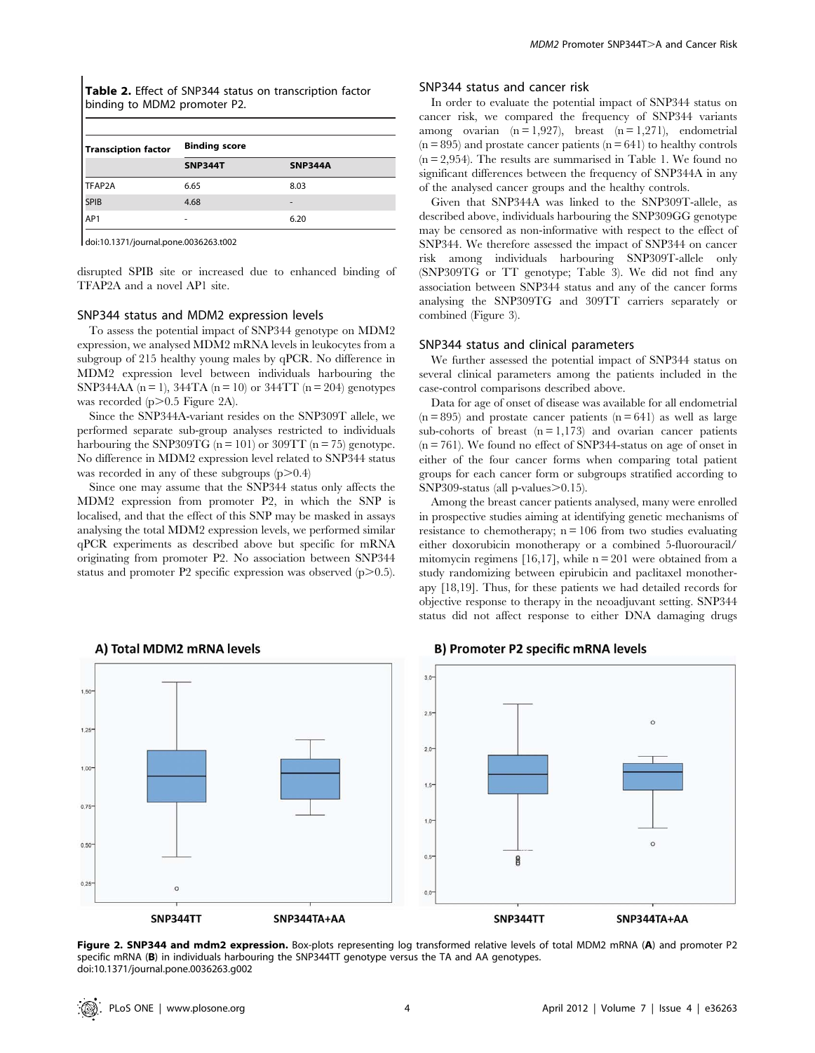**Table 2.** Effect of SNP344 status on transcription factor binding to MDM2 promoter P2.

| Transciption factor | Binding score | |
|---|---|---|
| | SNP344T | SNP344A |
| TFAP2A | 6.65 | 8.03 |
| SPIB | 4.68 | - |
| AP1 | - | 6.20 |

doi:10.1371/journal.pone.0036263.t002

disrupted SPIB site or increased due to enhanced binding of TFAP2A and a novel AP1 site.

### SNP344 status and MDM2 expression levels

To assess the potential impact of SNP344 genotype on MDM2 expression, we analysed MDM2 mRNA levels in leukocytes from a subgroup of 215 healthy young males by qPCR. No difference in MDM2 expression level between individuals harbouring the SNP344AA (n = 1), 344TA (n = 10) or 344TT (n = 204) genotypes was recorded ($p > 0.5$ Figure 2A).

Since the SNP344A-variant resides on the SNP309T allele, we performed separate sub-group analyses restricted to individuals harbouring the SNP309TG (n = 101) or 309TT (n = 75) genotype. No difference in MDM2 expression level related to SNP344 status was recorded in any of these subgroups ($p > 0.4$)

Since one may assume that the SNP344 status only affects the MDM2 expression from promoter P2, in which the SNP is localised, and that the effect of this SNP may be masked in assays analysing the total MDM2 expression levels, we performed similar qPCR experiments as described above but specific for mRNA originating from promoter P2. No association between SNP344 status and promoter P2 specific expression was observed ($p > 0.5$).

### SNP344 status and cancer risk

In order to evaluate the potential impact of SNP344 status on cancer risk, we compared the frequency of SNP344 variants among ovarian (n = 1,927), breast (n = 1,271), endometrial (n = 895) and prostate cancer patients (n = 641) to healthy controls (n = 2,954). The results are summarised in Table 1. We found no significant differences between the frequency of SNP344A in any of the analysed cancer groups and the healthy controls.

Given that SNP344A was linked to the SNP309T-allele, as described above, individuals harbouring the SNP309GG genotype may be censored as non-informative with respect to the effect of SNP344. We therefore assessed the impact of SNP344 on cancer risk among individuals harbouring SNP309T-allele only (SNP309TG or TT genotype; Table 3). We did not find any association between SNP344 status and any of the cancer forms analysing the SNP309TG and 309TT carriers separately or combined (Figure 3).

### SNP344 status and clinical parameters

We further assessed the potential impact of SNP344 status on several clinical parameters among the patients included in the case-control comparisons described above.

Data for age of onset of disease was available for all endometrial (n = 895) and prostate cancer patients (n = 641) as well as large sub-cohorts of breast (n = 1,173) and ovarian cancer patients (n = 761). We found no effect of SNP344-status on age of onset in either of the four cancer forms when comparing total patient groups for each cancer form or subgroups stratified according to SNP309-status (all p-values $> 0.15$).

Among the breast cancer patients analysed, many were enrolled in prospective studies aiming at identifying genetic mechanisms of resistance to chemotherapy; n = 106 from two studies evaluating either doxorubicin monotherapy or a combined 5-fluorouracil/mitomycin regimens [16,17], while n = 201 were obtained from a study randomizing between epirubicin and paclitaxel monotherapy [18,19]. Thus, for these patients we had detailed records for objective response to therapy in the neoadjuvant setting. SNP344 status did not affect response to either DNA damaging drugs

**Figure 2. SNP344 and mdm2 expression.** Box-plots representing log transformed relative levels of total MDM2 mRNA (**A**) and promoter P2 specific mRNA (**B**) in individuals harbouring the SNP344TT genotype versus the TA and AA genotypes.
doi:10.1371/journal.pone.0036263.g002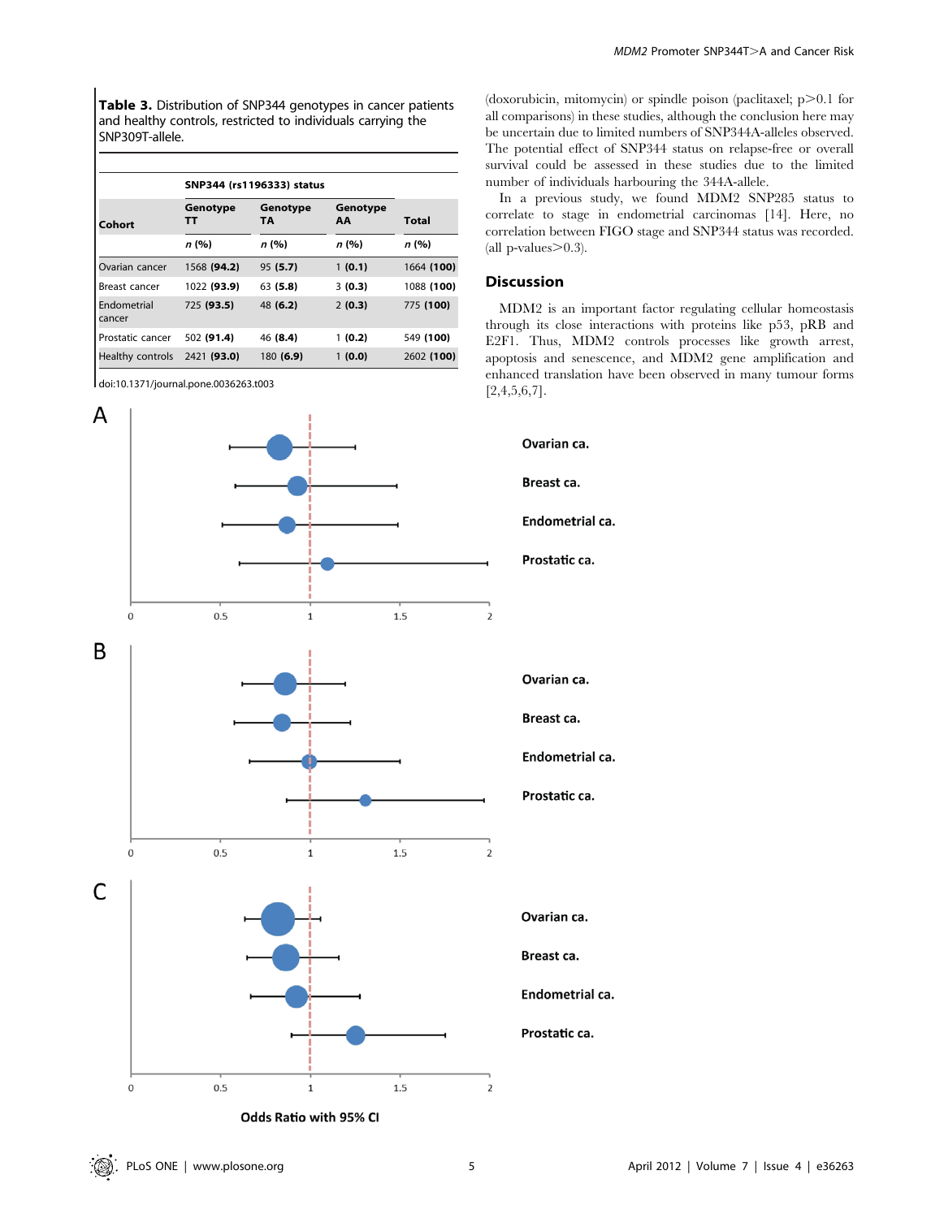**Table 3.** Distribution of SNP344 genotypes in cancer patients and healthy controls, restricted to individuals carrying the SNP309T-allele.

| Cohort | SNP344 (rs1196333) status | | | |
|---|---|---|---|---|
| | Genotype TT | Genotype TA | Genotype AA | Total |
| | *n* (%) | *n* (%) | *n* (%) | *n* (%) |
| Ovarian cancer | 1568 **(94.2)** | 95 **(5.7)** | 1 **(0.1)** | 1664 **(100)** |
| Breast cancer | 1022 **(93.9)** | 63 **(5.8)** | 3 **(0.3)** | 1088 **(100)** |
| Endometrial cancer | 725 **(93.5)** | 48 **(6.2)** | 2 **(0.3)** | 775 **(100)** |
| Prostatic cancer | 502 **(91.4)** | 46 **(8.4)** | 1 **(0.2)** | 549 **(100)** |
| Healthy controls | 2421 **(93.0)** | 180 **(6.9)** | 1 **(0.0)** | 2602 **(100)** |

doi:10.1371/journal.pone.0036263.t003

(doxorubicin, mitomycin) or spindle poison (paclitaxel; $p>0.1$ for all comparisons) in these studies, although the conclusion here may be uncertain due to limited numbers of SNP344A-alleles observed. The potential effect of SNP344 status on relapse-free or overall survival could be assessed in these studies due to the limited number of individuals harbouring the 344A-allele.

In a previous study, we found MDM2 SNP285 status to correlate to stage in endometrial carcinomas [14]. Here, no correlation between FIGO stage and SNP344 status was recorded. (all p-values$>0.3$).

## Discussion

MDM2 is an important factor regulating cellular homeostasis through its close interactions with proteins like p53, pRB and E2F1. Thus, MDM2 controls processes like growth arrest, apoptosis and senescence, and MDM2 gene amplification and enhanced translation have been observed in many tumour forms [2,4,5,6,7].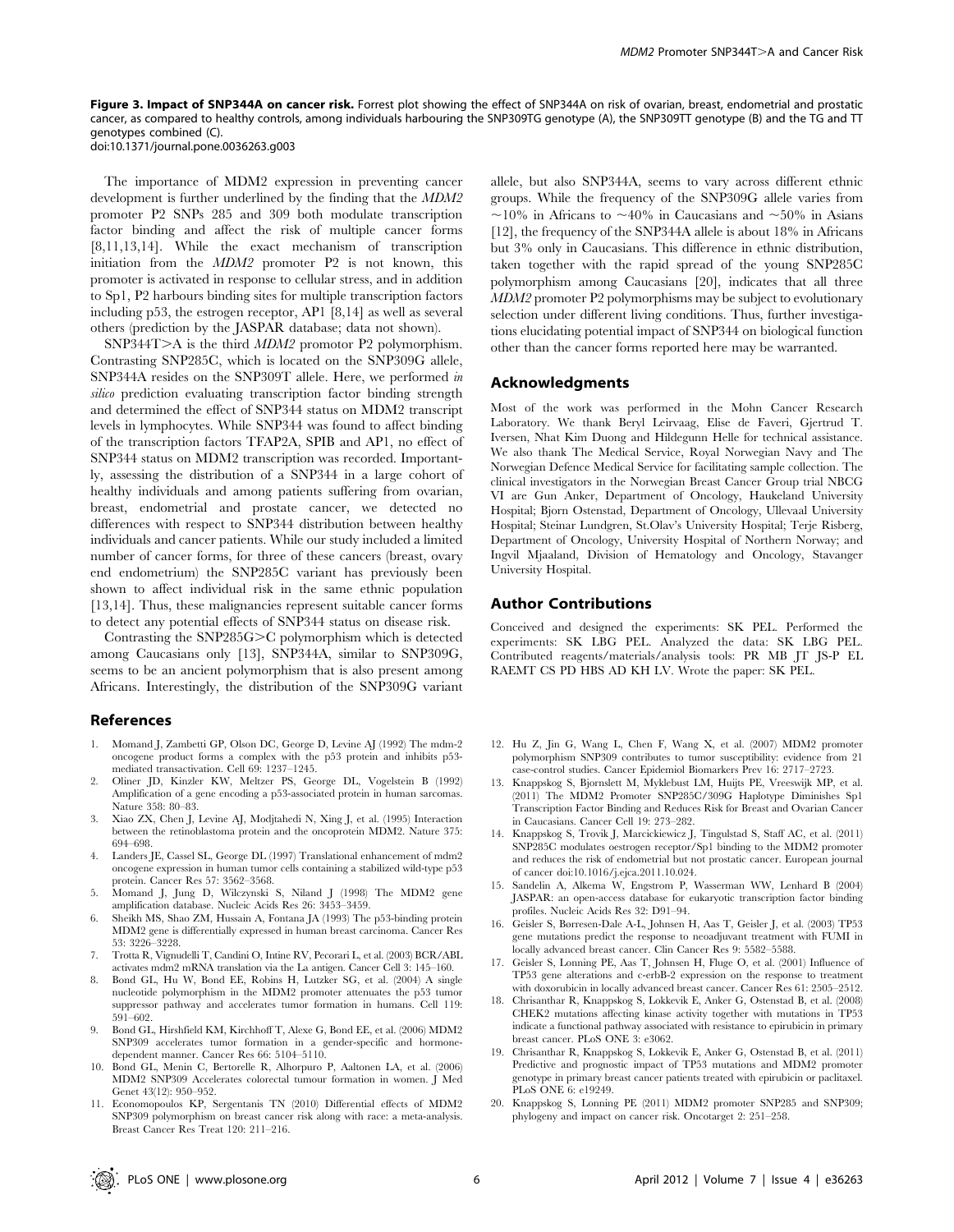**Figure 3. Impact of SNP344A on cancer risk.** Forrest plot showing the effect of SNP344A on risk of ovarian, breast, endometrial and prostatic cancer, as compared to healthy controls, among individuals harbouring the SNP309TG genotype (A), the SNP309TT genotype (B) and the TG and TT genotypes combined (C).
doi:10.1371/journal.pone.0036263.g003

The importance of MDM2 expression in preventing cancer development is further underlined by the finding that the *MDM2* promoter P2 SNPs 285 and 309 both modulate transcription factor binding and affect the risk of multiple cancer forms [8,11,13,14]. While the exact mechanism of transcription initiation from the *MDM2* promoter P2 is not known, this promoter is activated in response to cellular stress, and in addition to Sp1, P2 harbours binding sites for multiple transcription factors including p53, the estrogen receptor, AP1 [8,14] as well as several others (prediction by the JASPAR database; data not shown).

SNP344T>A is the third *MDM2* promotor P2 polymorphism. Contrasting SNP285C, which is located on the SNP309G allele, SNP344A resides on the SNP309T allele. Here, we performed *in silico* prediction evaluating transcription factor binding strength and determined the effect of SNP344 status on MDM2 transcript levels in lymphocytes. While SNP344 was found to affect binding of the transcription factors TFAP2A, SPIB and AP1, no effect of SNP344 status on MDM2 transcription was recorded. Importantly, assessing the distribution of a SNP344 in a large cohort of healthy individuals and among patients suffering from ovarian, breast, endometrial and prostate cancer, we detected no differences with respect to SNP344 distribution between healthy individuals and cancer patients. While our study included a limited number of cancer forms, for three of these cancers (breast, ovary end endometrium) the SNP285C variant has previously been shown to affect individual risk in the same ethnic population [13,14]. Thus, these malignancies represent suitable cancer forms to detect any potential effects of SNP344 status on disease risk.

Contrasting the SNP285G>C polymorphism which is detected among Caucasians only [13], SNP344A, similar to SNP309G, seems to be an ancient polymorphism that is also present among Africans. Interestingly, the distribution of the SNP309G variant allele, but also SNP344A, seems to vary across different ethnic groups. While the frequency of the SNP309G allele varies from ~10% in Africans to ~40% in Caucasians and ~50% in Asians [12], the frequency of the SNP344A allele is about 18% in Africans but 3% only in Caucasians. This difference in ethnic distribution, taken together with the rapid spread of the young SNP285C polymorphism among Caucasians [20], indicates that all three *MDM2* promoter P2 polymorphisms may be subject to evolutionary selection under different living conditions. Thus, further investigations elucidating potential impact of SNP344 on biological function other than the cancer forms reported here may be warranted.

## Acknowledgments

Most of the work was performed in the Mohn Cancer Research Laboratory. We thank Beryl Leirvaag, Elise de Faveri, Gjertrud T. Iversen, Nhat Kim Duong and Hildegunn Helle for technical assistance. We also thank The Medical Service, Royal Norwegian Navy and The Norwegian Defence Medical Service for facilitating sample collection. The clinical investigators in the Norwegian Breast Cancer Group trial NBCG VI are Gun Anker, Department of Oncology, Haukeland University Hospital; Bjorn Ostenstad, Department of Oncology, Ullevaal University Hospital; Steinar Lundgren, St.Olav's University Hospital; Terje Risberg, Department of Oncology, University Hospital of Northern Norway; and Ingvil Mjaaland, Division of Hematology and Oncology, Stavanger University Hospital.

## Author Contributions

Conceived and designed the experiments: SK PEL. Performed the experiments: SK LBG PEL. Analyzed the data: SK LBG PEL. Contributed reagents/materials/analysis tools: PR MB JT JS-P EL RAEMT CS PD HBS AD KH LV. Wrote the paper: SK PEL.

## References

1. Momand J, Zambetti GP, Olson DC, George D, Levine AJ (1992) The mdm-2 oncogene product forms a complex with the p53 protein and inhibits p53-mediated transactivation. Cell 69: 1237–1245.
2. Oliner JD, Kinzler KW, Meltzer PS, George DL, Vogelstein B (1992) Amplification of a gene encoding a p53-associated protein in human sarcomas. Nature 358: 80–83.
3. Xiao ZX, Chen J, Levine AJ, Modjtahedi N, Xing J, et al. (1995) Interaction between the retinoblastoma protein and the oncoprotein MDM2. Nature 375: 694–698.
4. Landers JE, Cassel SL, George DL (1997) Translational enhancement of mdm2 oncogene expression in human tumor cells containing a stabilized wild-type p53 protein. Cancer Res 57: 3562–3568.
5. Momand J, Jung D, Wilczynski S, Niland J (1998) The MDM2 gene amplification database. Nucleic Acids Res 26: 3453–3459.
6. Sheikh MS, Shao ZM, Hussain A, Fontana JA (1993) The p53-binding protein MDM2 gene is differentially expressed in human breast carcinoma. Cancer Res 53: 3226–3228.
7. Trotta R, Vignudelli T, Candini O, Intine RV, Pecorari L, et al. (2003) BCR/ABL activates mdm2 mRNA translation via the La antigen. Cancer Cell 3: 145–160.
8. Bond GL, Hu W, Bond EE, Robins H, Lutzker SG, et al. (2004) A single nucleotide polymorphism in the MDM2 promoter attenuates the p53 tumor suppressor pathway and accelerates tumor formation in humans. Cell 119: 591–602.
9. Bond GL, Hirshfield KM, Kirchhoff T, Alexe G, Bond EE, et al. (2006) MDM2 SNP309 accelerates tumor formation in a gender-specific and hormone-dependent manner. Cancer Res 66: 5104–5110.
10. Bond GL, Menin C, Bertorelle R, Alhorpuro P, Aaltonen LA, et al. (2006) MDM2 SNP309 Accelerates colorectal tumour formation in women. J Med Genet 43(12): 950–952.
11. Economopoulos KP, Sergentanis TN (2010) Differential effects of MDM2 SNP309 polymorphism on breast cancer risk along with race: a meta-analysis. Breast Cancer Res Treat 120: 211–216.
12. Hu Z, Jin G, Wang L, Chen F, Wang X, et al. (2007) MDM2 promoter polymorphism SNP309 contributes to tumor susceptibility: evidence from 21 case-control studies. Cancer Epidemiol Biomarkers Prev 16: 2717–2723.
13. Knappskog S, Bjornslett M, Myklebust LM, Huijts PE, Vreeswijk MP, et al. (2011) The MDM2 Promoter SNP285C/309G Haplotype Diminishes Sp1 Transcription Factor Binding and Reduces Risk for Breast and Ovarian Cancer in Caucasians. Cancer Cell 19: 273–282.
14. Knappskog S, Trovik J, Marcickiewicz J, Tingulstad S, Staff AC, et al. (2011) SNP285C modulates oestrogen receptor/Sp1 binding to the MDM2 promoter and reduces the risk of endometrial but not prostatic cancer. European journal of cancer doi:10.1016/j.ejca.2011.10.024.
15. Sandelin A, Alkema W, Engstrom P, Wasserman WW, Lenhard B (2004) JASPAR: an open-access database for eukaryotic transcription factor binding profiles. Nucleic Acids Res 32: D91–94.
16. Geisler S, Børresen-Dale A-L, Johnsen H, Aas T, Geisler J, et al. (2003) TP53 gene mutations predict the response to neoadjuvant treatment with FUMI in locally advanced breast cancer. Clin Cancer Res 9: 5582–5588.
17. Geisler S, Lonning PE, Aas T, Johnsen H, Fluge O, et al. (2001) Influence of TP53 gene alterations and c-erbB-2 expression on the response to treatment with doxorubicin in locally advanced breast cancer. Cancer Res 61: 2505–2512.
18. Chrisanthar R, Knappskog S, Lokkevik E, Anker G, Ostenstad B, et al. (2008) CHEK2 mutations affecting kinase activity together with mutations in TP53 indicate a functional pathway associated with resistance to epirubicin in primary breast cancer. PLoS ONE 3: e3062.
19. Chrisanthar R, Knappskog S, Lokkevik E, Anker G, Ostenstad B, et al. (2011) Predictive and prognostic impact of TP53 mutations and MDM2 promoter genotype in primary breast cancer patients treated with epirubicin or paclitaxel. PLoS ONE 6: e19249.
20. Knappskog S, Lonning PE (2011) MDM2 promoter SNP285 and SNP309; phylogeny and impact on cancer risk. Oncotarget 2: 251–258.